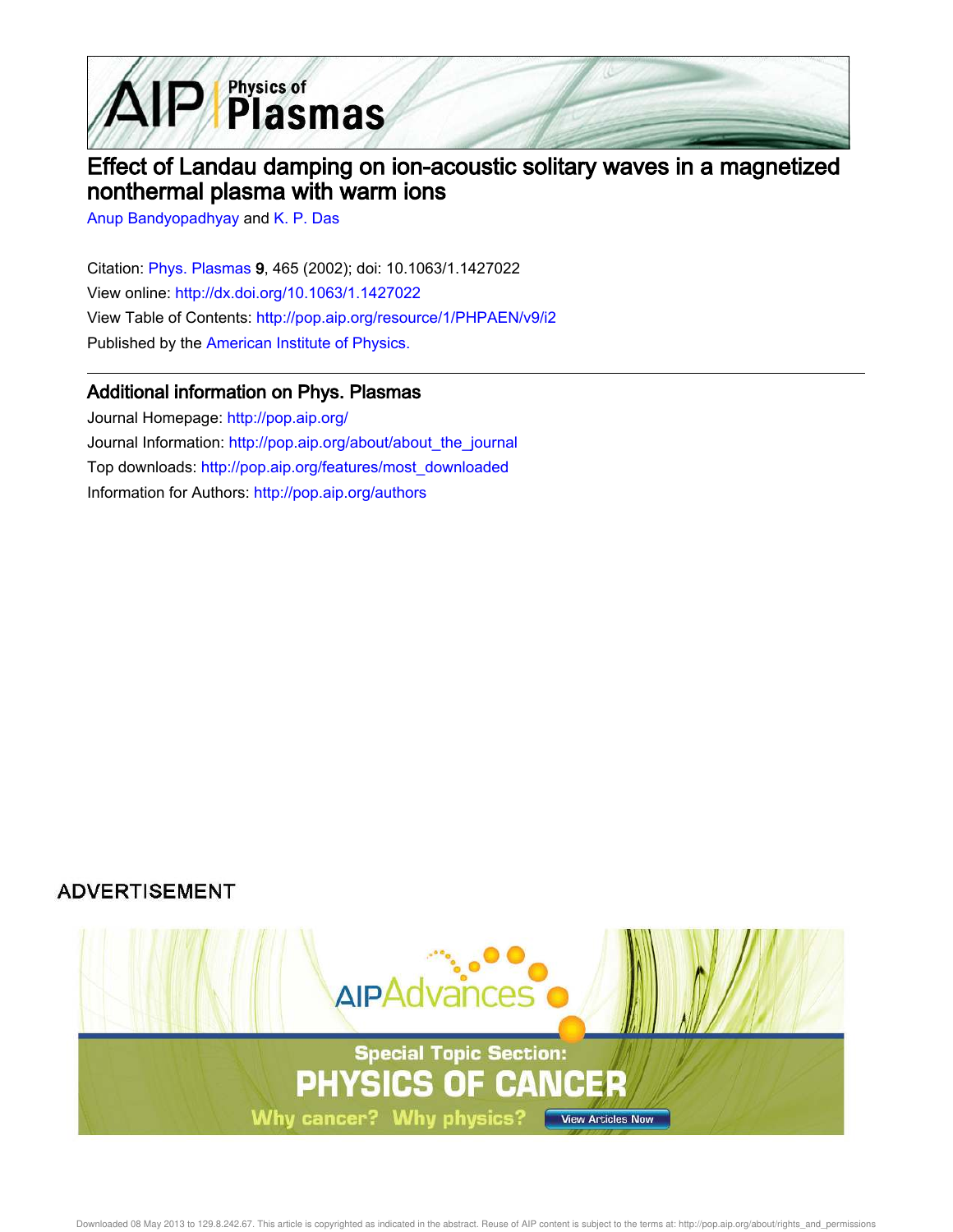# Effect of Landau damping on ion-acoustic solitary waves in a magnetized nonthermal plasma with warm ions

Anup Bandyopadhyay and K. P. Das

Citation: Phys. Plasmas **9**, 465 (2002); doi: 10.1063/1.1427022

View online: http://dx.doi.org/10.1063/1.1427022

View Table of Contents: http://pop.aip.org/resource/1/PHPAEN/v9/i2

Published by the American Institute of Physics.

## Additional information on Phys. Plasmas

Journal Homepage: http://pop.aip.org/

Journal Information: http://pop.aip.org/about/about_the_journal

Top downloads: http://pop.aip.org/features/most_downloaded

Information for Authors: http://pop.aip.org/authors

ADVERTISEMENT

AIPAdvances

Special Topic Section:

PHYSICS OF CANCER

Why cancer? Why physics? View Articles Now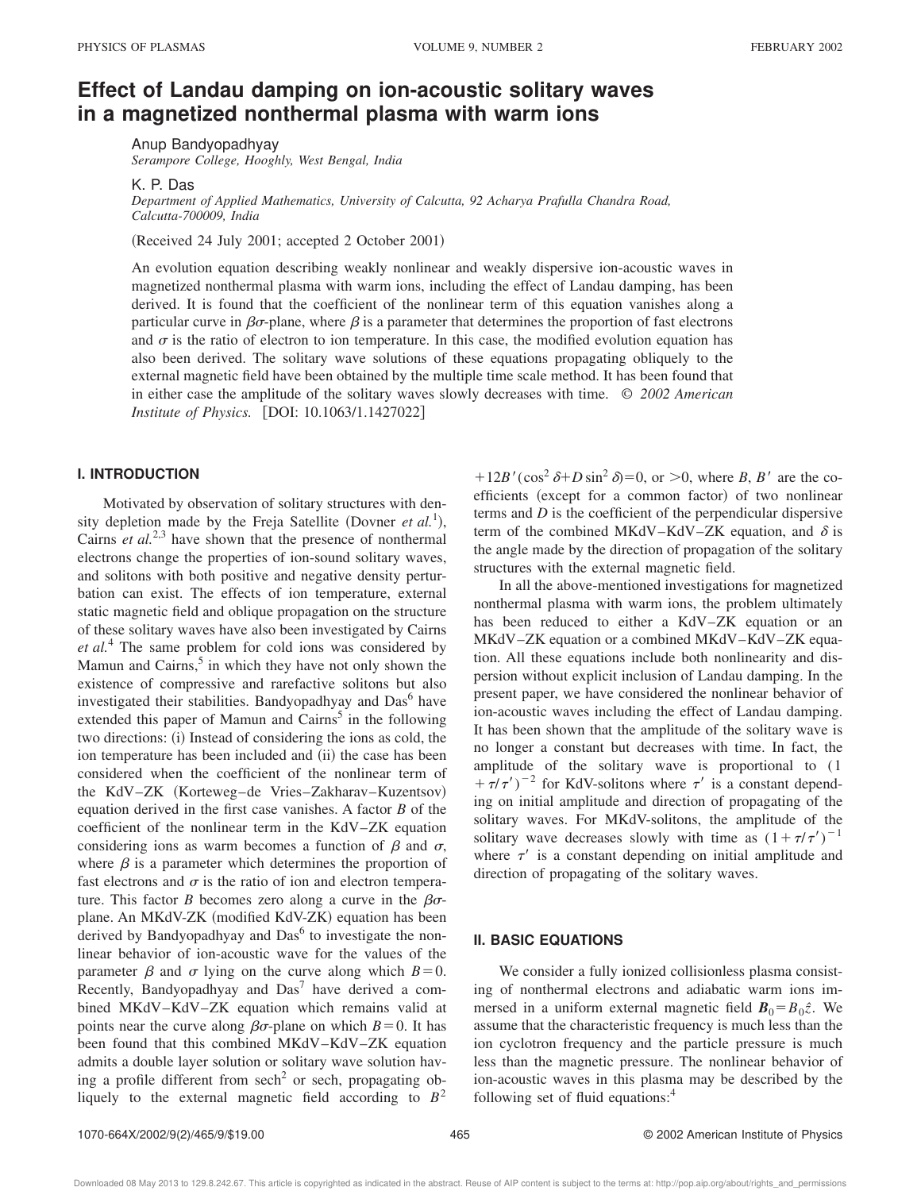# Effect of Landau damping on ion-acoustic solitary waves in a magnetized nonthermal plasma with warm ions

Anup Bandyopadhyay
*Serampore College, Hooghly, West Bengal, India*

K. P. Das
*Department of Applied Mathematics, University of Calcutta, 92 Acharya Prafulla Chandra Road, Calcutta-700009, India*

(Received 24 July 2001; accepted 2 October 2001)

An evolution equation describing weakly nonlinear and weakly dispersive ion-acoustic waves in magnetized nonthermal plasma with warm ions, including the effect of Landau damping, has been derived. It is found that the coefficient of the nonlinear term of this equation vanishes along a particular curve in $\beta\sigma$-plane, where $\beta$ is a parameter that determines the proportion of fast electrons and $\sigma$ is the ratio of electron to ion temperature. In this case, the modified evolution equation has also been derived. The solitary wave solutions of these equations propagating obliquely to the external magnetic field have been obtained by the multiple time scale method. It has been found that in either case the amplitude of the solitary waves slowly decreases with time. © *2002 American Institute of Physics.* [DOI: 10.1063/1.1427022]

## I. INTRODUCTION

Motivated by observation of solitary structures with density depletion made by the Freja Satellite (Dovner *et al.*[1]), Cairns *et al.*[2,3] have shown that the presence of nonthermal electrons change the properties of ion-sound solitary waves, and solitons with both positive and negative density perturbation can exist. The effects of ion temperature, external static magnetic field and oblique propagation on the structure of these solitary waves have also been investigated by Cairns *et al.*[4] The same problem for cold ions was considered by Mamun and Cairns,[5] in which they have not only shown the existence of compressive and rarefactive solitons but also investigated their stabilities. Bandyopadhyay and Das[6] have extended this paper of Mamun and Cairns[5] in the following two directions: (i) Instead of considering the ions as cold, the ion temperature has been included and (ii) the case has been considered when the coefficient of the nonlinear term of the KdV–ZK (Korteweg–de Vries–Zakharav–Kuzentsov) equation derived in the first case vanishes. A factor $B$ of the coefficient of the nonlinear term in the KdV–ZK equation considering ions as warm becomes a function of $\beta$ and $\sigma$, where $\beta$ is a parameter which determines the proportion of fast electrons and $\sigma$ is the ratio of ion and electron temperature. This factor $B$ becomes zero along a curve in the $\beta\sigma$-plane. An MKdV-ZK (modified KdV-ZK) equation has been derived by Bandyopadhyay and Das[6] to investigate the nonlinear behavior of ion-acoustic wave for the values of the parameter $\beta$ and $\sigma$ lying on the curve along which $B=0$. Recently, Bandyopadhyay and Das[7] have derived a combined MKdV–KdV–ZK equation which remains valid at points near the curve along $\beta\sigma$-plane on which $B=0$. It has been found that this combined MKdV–KdV–ZK equation admits a double layer solution or solitary wave solution having a profile different from $\text{sech}^2$ or sech, propagating obliquely to the external magnetic field according to $B^2+12B'(\cos^2\delta+D\sin^2\delta)=0$, or $>0$, where $B$, $B'$ are the coefficients (except for a common factor) of two nonlinear terms and $D$ is the coefficient of the perpendicular dispersive term of the combined MKdV–KdV–ZK equation, and $\delta$ is the angle made by the direction of propagation of the solitary structures with the external magnetic field.

In all the above-mentioned investigations for magnetized nonthermal plasma with warm ions, the problem ultimately has been reduced to either a KdV–ZK equation or an MKdV–ZK equation or a combined MKdV–KdV–ZK equation. All these equations include both nonlinearity and dispersion without explicit inclusion of Landau damping. In the present paper, we have considered the nonlinear behavior of ion-acoustic waves including the effect of Landau damping. It has been shown that the amplitude of the solitary wave is no longer a constant but decreases with time. In fact, the amplitude of the solitary wave is proportional to $(1+\tau/\tau')^{-2}$ for KdV-solitons where $\tau'$ is a constant depending on initial amplitude and direction of propagating of the solitary waves. For MKdV-solitons, the amplitude of the solitary wave decreases slowly with time as $(1+\tau/\tau')^{-1}$ where $\tau'$ is a constant depending on initial amplitude and direction of propagating of the solitary waves.

## II. BASIC EQUATIONS

We consider a fully ionized collisionless plasma consisting of nonthermal electrons and adiabatic warm ions immersed in a uniform external magnetic field $\boldsymbol{B}_0=B_0\hat{z}$. We assume that the characteristic frequency is much less than the ion cyclotron frequency and the particle pressure is much less than the magnetic pressure. The nonlinear behavior of ion-acoustic waves in this plasma may be described by the following set of fluid equations:[4]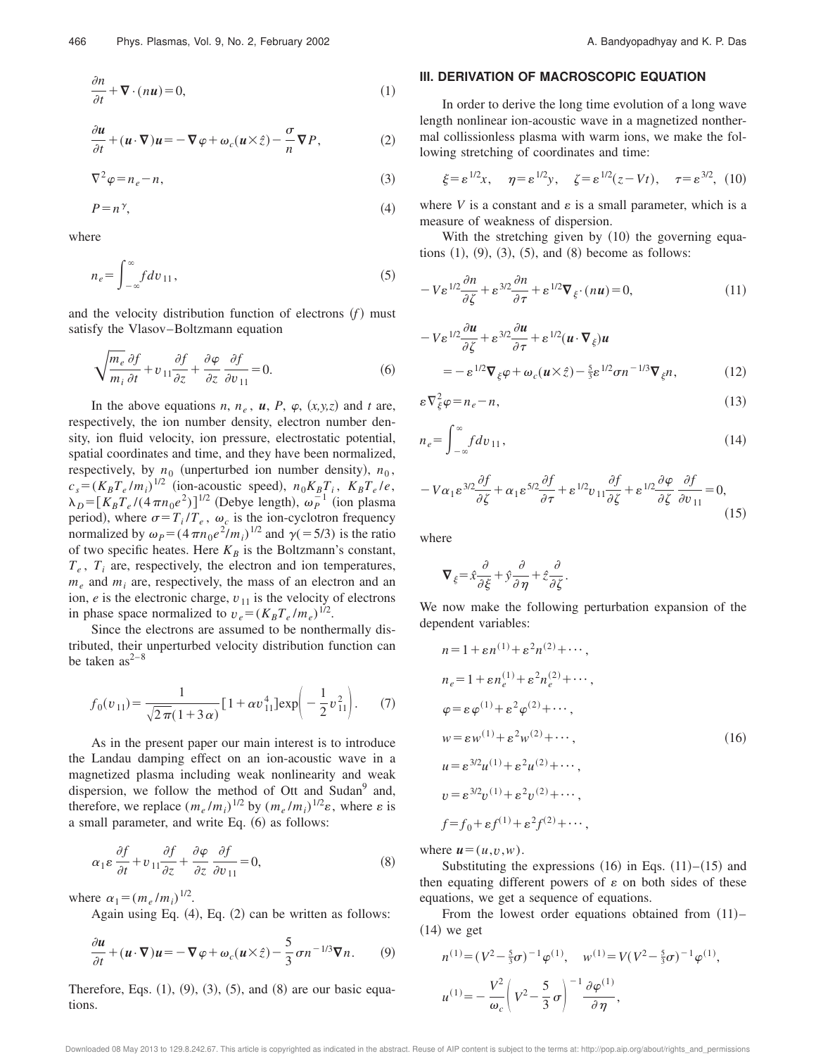$$\frac{\partial n}{\partial t} + \nabla \cdot (n\boldsymbol{u}) = 0, \tag{1}$$

$$\frac{\partial \boldsymbol{u}}{\partial t} + (\boldsymbol{u} \cdot \nabla)\boldsymbol{u} = -\nabla \varphi + \omega_c (\boldsymbol{u} \times \hat{z}) - \frac{\sigma}{n} \nabla P, \tag{2}$$

$$\nabla^2 \varphi = n_e - n, \tag{3}$$

$$P = n^\gamma, \tag{4}$$

where

$$n_e = \int_{-\infty}^{\infty} f dv_{11}, \tag{5}$$

and the velocity distribution function of electrons ($f$) must satisfy the Vlasov–Boltzmann equation

$$\sqrt{\frac{m_e}{m_i}} \frac{\partial f}{\partial t} + v_{11} \frac{\partial f}{\partial z} + \frac{\partial \varphi}{\partial z} \frac{\partial f}{\partial v_{11}} = 0. \tag{6}$$

In the above equations $n$, $n_e$, $\boldsymbol{u}$, $P$, $\varphi$, $(x,y,z)$ and $t$ are, respectively, the ion number density, electron number density, ion fluid velocity, ion pressure, electrostatic potential, spatial coordinates and time, and they have been normalized, respectively, by $n_0$ (unperturbed ion number density), $n_0$, $c_s = (K_B T_e / m_i)^{1/2}$ (ion-acoustic speed), $n_0 K_B T_i$, $K_B T_e / e$, $\lambda_D = [K_B T_e / (4\pi n_0 e^2)]^{1/2}$ (Debye length), $\omega_P^{-1}$ (ion plasma period), where $\sigma = T_i / T_e$, $\omega_c$ is the ion-cyclotron frequency normalized by $\omega_P = (4\pi n_0 e^2 / m_i)^{1/2}$ and $\gamma (= 5/3)$ is the ratio of two specific heates. Here $K_B$ is the Boltzmann's constant, $T_e$, $T_i$ are, respectively, the electron and ion temperatures, $m_e$ and $m_i$ are, respectively, the mass of an electron and an ion, $e$ is the electronic charge, $v_{11}$ is the velocity of electrons in phase space normalized to $v_e = (K_B T_e / m_e)^{1/2}$.

Since the electrons are assumed to be nonthermally distributed, their unperturbed velocity distribution function can be taken as[2–8]

$$f_0(v_{11}) = \frac{1}{\sqrt{2\pi}(1+3\alpha)} [1 + \alpha v_{11}^4] \exp\left(-\frac{1}{2} v_{11}^2\right). \tag{7}$$

As in the present paper our main interest is to introduce the Landau damping effect on an ion-acoustic wave in a magnetized plasma including weak nonlinearity and weak dispersion, we follow the method of Ott and Sudan[9] and, therefore, we replace $(m_e/m_i)^{1/2}$ by $(m_e/m_i)^{1/2}\varepsilon$, where $\varepsilon$ is a small parameter, and write Eq. (6) as follows:

$$\alpha_1 \varepsilon \frac{\partial f}{\partial t} + v_{11} \frac{\partial f}{\partial z} + \frac{\partial \varphi}{\partial z} \frac{\partial f}{\partial v_{11}} = 0, \tag{8}$$

where $\alpha_1 = (m_e/m_i)^{1/2}$.

Again using Eq. (4), Eq. (2) can be written as follows:

$$\frac{\partial \boldsymbol{u}}{\partial t} + (\boldsymbol{u} \cdot \nabla)\boldsymbol{u} = -\nabla \varphi + \omega_c (\boldsymbol{u} \times \hat{z}) - \frac{5}{3} \sigma n^{-1/3} \nabla n. \tag{9}$$

Therefore, Eqs. (1), (9), (3), (5), and (8) are our basic equations.

## III. DERIVATION OF MACROSCOPIC EQUATION

In order to derive the long time evolution of a long wave length nonlinear ion-acoustic wave in a magnetized nonthermal collissionless plasma with warm ions, we make the following stretching of coordinates and time:

$$\xi = \varepsilon^{1/2} x, \quad \eta = \varepsilon^{1/2} y, \quad \zeta = \varepsilon^{1/2}(z - Vt), \quad \tau = \varepsilon^{3/2}, \tag{10}$$

where $V$ is a constant and $\varepsilon$ is a small parameter, which is a measure of weakness of dispersion.

With the stretching given by (10) the governing equations (1), (9), (3), (5), and (8) become as follows:

$$-V\varepsilon^{1/2} \frac{\partial n}{\partial \zeta} + \varepsilon^{3/2} \frac{\partial n}{\partial \tau} + \varepsilon^{1/2} \nabla_\xi \cdot (n\boldsymbol{u}) = 0, \tag{11}$$

$$-V\varepsilon^{1/2} \frac{\partial \boldsymbol{u}}{\partial \zeta} + \varepsilon^{3/2} \frac{\partial \boldsymbol{u}}{\partial \tau} + \varepsilon^{1/2} (\boldsymbol{u} \cdot \nabla_\xi) \boldsymbol{u}$$
$$= -\varepsilon^{1/2} \nabla_\xi \varphi + \omega_c (\boldsymbol{u} \times \hat{z}) - \tfrac{5}{3} \varepsilon^{1/2} \sigma n^{-1/3} \nabla_\xi n, \tag{12}$$

$$\varepsilon \nabla_\xi^2 \varphi = n_e - n, \tag{13}$$

$$n_e = \int_{-\infty}^{\infty} f dv_{11}, \tag{14}$$

$$-V\alpha_1 \varepsilon^{3/2} \frac{\partial f}{\partial \zeta} + \alpha_1 \varepsilon^{5/2} \frac{\partial f}{\partial \tau} + \varepsilon^{1/2} v_{11} \frac{\partial f}{\partial \zeta} + \varepsilon^{1/2} \frac{\partial \varphi}{\partial \zeta} \frac{\partial f}{\partial v_{11}} = 0, \tag{15}$$

where

$$\nabla_\xi = \hat{x} \frac{\partial}{\partial \xi} + \hat{y} \frac{\partial}{\partial \eta} + \hat{z} \frac{\partial}{\partial \zeta}.$$

We now make the following perturbation expansion of the dependent variables:

$$\begin{aligned}
n &= 1 + \varepsilon n^{(1)} + \varepsilon^2 n^{(2)} + \cdots, \\
n_e &= 1 + \varepsilon n_e^{(1)} + \varepsilon^2 n_e^{(2)} + \cdots, \\
\varphi &= \varepsilon \varphi^{(1)} + \varepsilon^2 \varphi^{(2)} + \cdots, \\
w &= \varepsilon w^{(1)} + \varepsilon^2 w^{(2)} + \cdots, \\
u &= \varepsilon^{3/2} u^{(1)} + \varepsilon^2 u^{(2)} + \cdots, \\
v &= \varepsilon^{3/2} v^{(1)} + \varepsilon^2 v^{(2)} + \cdots, \\
f &= f_0 + \varepsilon f^{(1)} + \varepsilon^2 f^{(2)} + \cdots,
\end{aligned} \tag{16}$$

where $\boldsymbol{u} = (u, v, w)$.

Substituting the expressions (16) in Eqs. (11)–(15) and then equating different powers of $\varepsilon$ on both sides of these equations, we get a sequence of equations.

From the lowest order equations obtained from (11)–(14) we get

$$n^{(1)} = (V^2 - \tfrac{5}{3}\sigma)^{-1} \varphi^{(1)}, \quad w^{(1)} = V(V^2 - \tfrac{5}{3}\sigma)^{-1} \varphi^{(1)},$$

$$u^{(1)} = -\frac{V^2}{\omega_c} \left(V^2 - \frac{5}{3}\sigma\right)^{-1} \frac{\partial \varphi^{(1)}}{\partial \eta},$$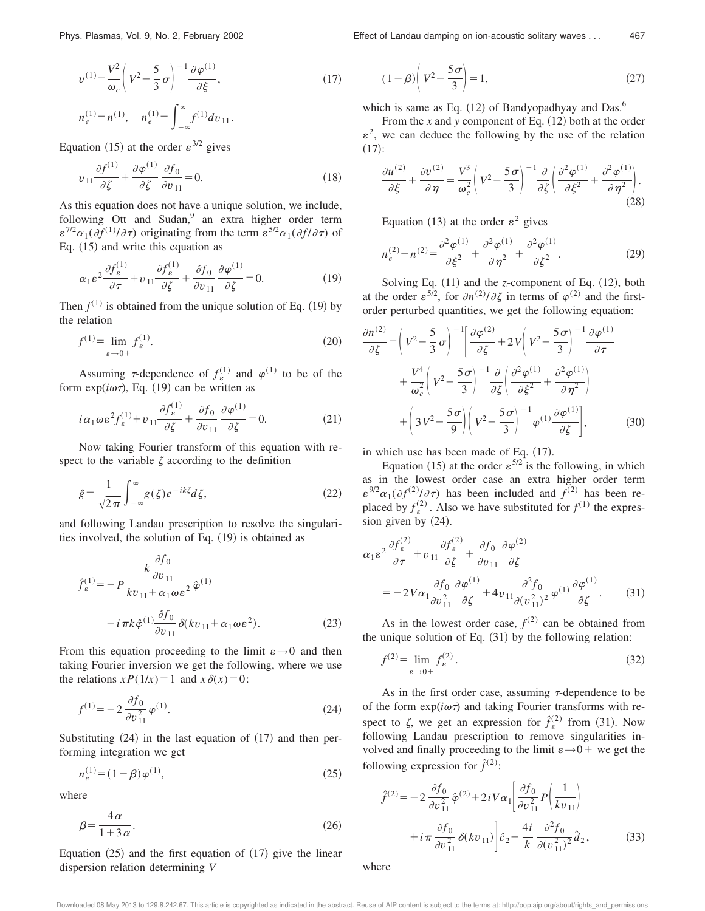$$v^{(1)}=\frac{V^2}{\omega_c}\left(V^2-\frac{5}{3}\sigma\right)^{-1}\frac{\partial\varphi^{(1)}}{\partial\xi},\tag{17}$$

$$n_e^{(1)}=n^{(1)},\quad n_e^{(1)}=\int_{-\infty}^{\infty}f^{(1)}dv_{11}.$$

Equation (15) at the order $\varepsilon^{3/2}$ gives

$$v_{11}\frac{\partial f^{(1)}}{\partial\zeta}+\frac{\partial\varphi^{(1)}}{\partial\zeta}\frac{\partial f_0}{\partial v_{11}}=0.\tag{18}$$

As this equation does not have a unique solution, we include, following Ott and Sudan,[9] an extra higher order term $\varepsilon^{7/2}\alpha_1(\partial f^{(1)}/\partial\tau)$ originating from the term $\varepsilon^{5/2}\alpha_1(\partial f/\partial\tau)$ of Eq. (15) and write this equation as

$$\alpha_1\varepsilon^2\frac{\partial f_\varepsilon^{(1)}}{\partial\tau}+v_{11}\frac{\partial f_\varepsilon^{(1)}}{\partial\zeta}+\frac{\partial f_0}{\partial v_{11}}\frac{\partial\varphi^{(1)}}{\partial\zeta}=0.\tag{19}$$

Then $f^{(1)}$ is obtained from the unique solution of Eq. (19) by the relation

$$f^{(1)}=\lim_{\varepsilon\to0+}f_\varepsilon^{(1)}.\tag{20}$$

Assuming $\tau$-dependence of $f_\varepsilon^{(1)}$ and $\varphi^{(1)}$ to be of the form $\exp(i\omega\tau)$, Eq. (19) can be written as

$$i\alpha_1\omega\varepsilon^2f_\varepsilon^{(1)}+v_{11}\frac{\partial f_\varepsilon^{(1)}}{\partial\zeta}+\frac{\partial f_0}{\partial v_{11}}\frac{\partial\varphi^{(1)}}{\partial\zeta}=0.\tag{21}$$

Now taking Fourier transform of this equation with respect to the variable $\zeta$ according to the definition

$$\hat{g}=\frac{1}{\sqrt{2\pi}}\int_{-\infty}^{\infty}g(\zeta)e^{-ik\zeta}d\zeta,\tag{22}$$

and following Landau prescription to resolve the singularities involved, the solution of Eq. (19) is obtained as

$$\hat{f}_\varepsilon^{(1)}=-P\frac{k\dfrac{\partial f_0}{\partial v_{11}}}{kv_{11}+\alpha_1\omega\varepsilon^2}\hat{\varphi}^{(1)}-i\pi k\hat{\varphi}^{(1)}\frac{\partial f_0}{\partial v_{11}}\delta(kv_{11}+\alpha_1\omega\varepsilon^2).\tag{23}$$

From this equation proceeding to the limit $\varepsilon\to0$ and then taking Fourier inversion we get the following, where we use the relations $xP(1/x)=1$ and $x\delta(x)=0$:

$$f^{(1)}=-2\frac{\partial f_0}{\partial v_{11}^2}\varphi^{(1)}.\tag{24}$$

Substituting (24) in the last equation of (17) and then performing integration we get

$$n_e^{(1)}=(1-\beta)\varphi^{(1)},\tag{25}$$

where

$$\beta=\frac{4\alpha}{1+3\alpha}.\tag{26}$$

Equation (25) and the first equation of (17) give the linear dispersion relation determining $V$

$$(1-\beta)\left(V^2-\frac{5\sigma}{3}\right)=1,\tag{27}$$

which is same as Eq. (12) of Bandyopadhyay and Das.[6]

From the $x$ and $y$ component of Eq. (12) both at the order $\varepsilon^2$, we can deduce the following by the use of the relation (17):

$$\frac{\partial u^{(2)}}{\partial\xi}+\frac{\partial v^{(2)}}{\partial\eta}=\frac{V^3}{\omega_c^2}\left(V^2-\frac{5\sigma}{3}\right)^{-1}\frac{\partial}{\partial\zeta}\left(\frac{\partial^2\varphi^{(1)}}{\partial\xi^2}+\frac{\partial^2\varphi^{(1)}}{\partial\eta^2}\right).\tag{28}$$

Equation (13) at the order $\varepsilon^2$ gives

$$n_e^{(2)}-n^{(2)}=\frac{\partial^2\varphi^{(1)}}{\partial\xi^2}+\frac{\partial^2\varphi^{(1)}}{\partial\eta^2}+\frac{\partial^2\varphi^{(1)}}{\partial\zeta^2}.\tag{29}$$

Solving Eq. (11) and the $z$-component of Eq. (12), both at the order $\varepsilon^{5/2}$, for $\partial n^{(2)}/\partial\zeta$ in terms of $\varphi^{(2)}$ and the first-order perturbed quantities, we get the following equation:

$$\begin{aligned}\frac{\partial n^{(2)}}{\partial\zeta}=\left(V^2-\frac{5}{3}\sigma\right)^{-1}&\left[\frac{\partial\varphi^{(2)}}{\partial\zeta}+2V\left(V^2-\frac{5\sigma}{3}\right)^{-1}\frac{\partial\varphi^{(1)}}{\partial\tau}\right.\\&+\frac{V^4}{\omega_c^2}\left(V^2-\frac{5\sigma}{3}\right)^{-1}\frac{\partial}{\partial\zeta}\left(\frac{\partial^2\varphi^{(1)}}{\partial\xi^2}+\frac{\partial^2\varphi^{(1)}}{\partial\eta^2}\right)\\&\left.+\left(3V^2-\frac{5\sigma}{9}\right)\left(V^2-\frac{5\sigma}{3}\right)^{-1}\varphi^{(1)}\frac{\partial\varphi^{(1)}}{\partial\zeta}\right],\end{aligned}\tag{30}$$

in which use has been made of Eq. (17).

Equation (15) at the order $\varepsilon^{5/2}$ is the following, in which as in the lowest order case an extra higher order term $\varepsilon^{9/2}\alpha_1(\partial f^{(2)}/\partial\tau)$ has been included and $f^{(2)}$ has been replaced by $f_\varepsilon^{(2)}$. Also we have substituted for $f^{(1)}$ the expression given by (24).

$$\alpha_1\varepsilon^2\frac{\partial f_\varepsilon^{(2)}}{\partial\tau}+v_{11}\frac{\partial f_\varepsilon^{(2)}}{\partial\zeta}+\frac{\partial f_0}{\partial v_{11}}\frac{\partial\varphi^{(2)}}{\partial\zeta}=-2V\alpha_1\frac{\partial f_0}{\partial v_{11}^2}\frac{\partial\varphi^{(1)}}{\partial\zeta}+4v_{11}\frac{\partial^2f_0}{\partial(v_{11}^2)^2}\varphi^{(1)}\frac{\partial\varphi^{(1)}}{\partial\zeta}.\tag{31}$$

As in the lowest order case, $f^{(2)}$ can be obtained from the unique solution of Eq. (31) by the following relation:

$$f^{(2)}=\lim_{\varepsilon\to0+}f_\varepsilon^{(2)}.\tag{32}$$

As in the first order case, assuming $\tau$-dependence to be of the form $\exp(i\omega\tau)$ and taking Fourier transforms with respect to $\zeta$, we get an expression for $\hat{f}_\varepsilon^{(2)}$ from (31). Now following Landau prescription to remove singularities involved and finally proceeding to the limit $\varepsilon\to0+$ we get the following expression for $\hat{f}^{(2)}$:

$$\hat{f}^{(2)}=-2\frac{\partial f_0}{\partial v_{11}^2}\hat{\varphi}^{(2)}+2iV\alpha_1\left[\frac{\partial f_0}{\partial v_{11}^2}P\left(\frac{1}{kv_{11}}\right)+i\pi\frac{\partial f_0}{\partial v_{11}^2}\delta(kv_{11})\right]\hat{c}_2-\frac{4i}{k}\frac{\partial^2f_0}{\partial(v_{11}^2)^2}\hat{d}_2,\tag{33}$$

where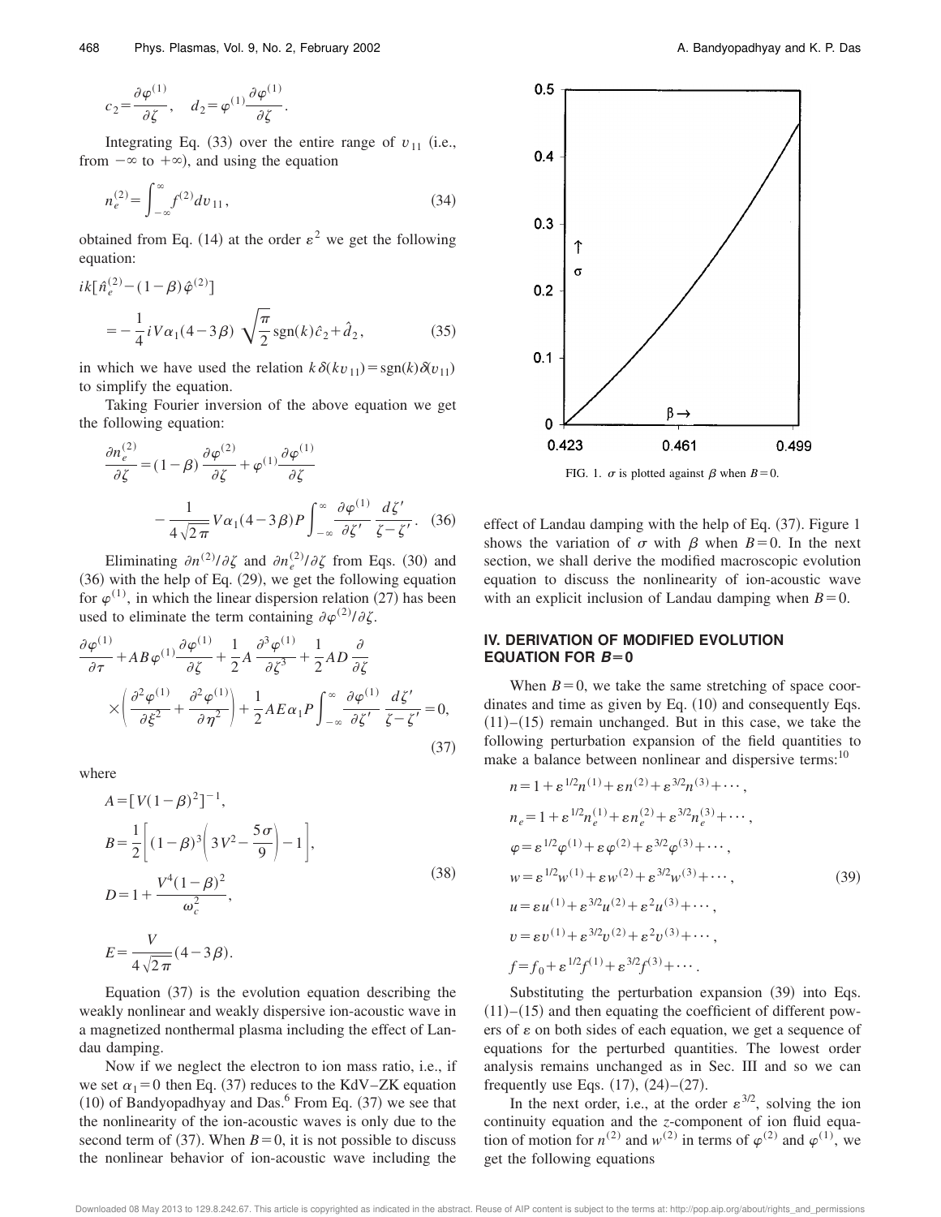$$c_2=\frac{\partial\varphi^{(1)}}{\partial\zeta},\quad d_2=\varphi^{(1)}\frac{\partial\varphi^{(1)}}{\partial\zeta}.$$

Integrating Eq. (33) over the entire range of $v_{11}$ (i.e., from $-\infty$ to $+\infty$), and using the equation

$$n_e^{(2)}=\int_{-\infty}^{\infty}f^{(2)}dv_{11},\tag{34}$$

obtained from Eq. (14) at the order $\varepsilon^2$ we get the following equation:

$$ik[\hat{n}_e^{(2)}-(1-\beta)\hat{\varphi}^{(2)}]=-\frac{1}{4}iV\alpha_1(4-3\beta)\sqrt{\frac{\pi}{2}}\operatorname{sgn}(k)\hat{c}_2+\hat{d}_2,\tag{35}$$

in which we have used the relation $k\delta(kv_{11})=\operatorname{sgn}(k)\delta(v_{11})$ to simplify the equation.

Taking Fourier inversion of the above equation we get the following equation:

$$\frac{\partial n_e^{(2)}}{\partial\zeta}=(1-\beta)\frac{\partial\varphi^{(2)}}{\partial\zeta}+\varphi^{(1)}\frac{\partial\varphi^{(1)}}{\partial\zeta}-\frac{1}{4\sqrt{2\pi}}V\alpha_1(4-3\beta)P\int_{-\infty}^{\infty}\frac{\partial\varphi^{(1)}}{\partial\zeta'}\frac{d\zeta'}{\zeta-\zeta'}.\tag{36}$$

Eliminating $\partial n^{(2)}/\partial\zeta$ and $\partial n_e^{(2)}/\partial\zeta$ from Eqs. (30) and (36) with the help of Eq. (29), we get the following equation for $\varphi^{(1)}$, in which the linear dispersion relation (27) has been used to eliminate the term containing $\partial\varphi^{(2)}/\partial\zeta$.

$$\frac{\partial\varphi^{(1)}}{\partial\tau}+AB\varphi^{(1)}\frac{\partial\varphi^{(1)}}{\partial\zeta}+\frac{1}{2}A\frac{\partial^3\varphi^{(1)}}{\partial\zeta^3}+\frac{1}{2}AD\frac{\partial}{\partial\zeta}\left(\frac{\partial^2\varphi^{(1)}}{\partial\xi^2}+\frac{\partial^2\varphi^{(1)}}{\partial\eta^2}\right)+\frac{1}{2}AE\alpha_1P\int_{-\infty}^{\infty}\frac{\partial\varphi^{(1)}}{\partial\zeta'}\frac{d\zeta'}{\zeta-\zeta'}=0,\tag{37}$$

where

$$\begin{aligned}A&=[V(1-\beta)^2]^{-1},\\B&=\frac{1}{2}\left[(1-\beta)^3\left(3V^2-\frac{5\sigma}{9}\right)-1\right],\\D&=1+\frac{V^4(1-\beta)^2}{\omega_c^2},\\E&=\frac{V}{4\sqrt{2\pi}}(4-3\beta).\end{aligned}\tag{38}$$

Equation (37) is the evolution equation describing the weakly nonlinear and weakly dispersive ion-acoustic wave in a magnetized nonthermal plasma including the effect of Landau damping.

Now if we neglect the electron to ion mass ratio, i.e., if we set $\alpha_1=0$ then Eq. (37) reduces to the KdV–ZK equation (10) of Bandyopadhyay and Das.[6] From Eq. (37) we see that the nonlinearity of the ion-acoustic waves is only due to the second term of (37). When $B=0$, it is not possible to discuss the nonlinear behavior of ion-acoustic wave including the effect of Landau damping with the help of Eq. (37). Figure 1 shows the variation of $\sigma$ with $\beta$ when $B=0$. In the next section, we shall derive the modified macroscopic evolution equation to discuss the nonlinearity of ion-acoustic wave with an explicit inclusion of Landau damping when $B=0$.

FIG. 1. $\sigma$ is plotted against $\beta$ when $B=0$.

## IV. DERIVATION OF MODIFIED EVOLUTION EQUATION FOR $B=0$

When $B=0$, we take the same stretching of space coordinates and time as given by Eq. (10) and consequently Eqs. (11)–(15) remain unchanged. But in this case, we take the following perturbation expansion of the field quantities to make a balance between nonlinear and dispersive terms:[10]

$$\begin{aligned}n&=1+\varepsilon^{1/2}n^{(1)}+\varepsilon n^{(2)}+\varepsilon^{3/2}n^{(3)}+\cdots,\\n_e&=1+\varepsilon^{1/2}n_e^{(1)}+\varepsilon n_e^{(2)}+\varepsilon^{3/2}n_e^{(3)}+\cdots,\\\varphi&=\varepsilon^{1/2}\varphi^{(1)}+\varepsilon\varphi^{(2)}+\varepsilon^{3/2}\varphi^{(3)}+\cdots,\\w&=\varepsilon^{1/2}w^{(1)}+\varepsilon w^{(2)}+\varepsilon^{3/2}w^{(3)}+\cdots,\\u&=\varepsilon u^{(1)}+\varepsilon^{3/2}u^{(2)}+\varepsilon^{2}u^{(3)}+\cdots,\\v&=\varepsilon v^{(1)}+\varepsilon^{3/2}v^{(2)}+\varepsilon^{2}v^{(3)}+\cdots,\\f&=f_0+\varepsilon^{1/2}f^{(1)}+\varepsilon^{3/2}f^{(3)}+\cdots.\end{aligned}\tag{39}$$

Substituting the perturbation expansion (39) into Eqs. (11)–(15) and then equating the coefficient of different powers of $\varepsilon$ on both sides of each equation, we get a sequence of equations for the perturbed quantities. The lowest order analysis remains unchanged as in Sec. III and so we can frequently use Eqs. (17), (24)–(27).

In the next order, i.e., at the order $\varepsilon^{3/2}$, solving the ion continuity equation and the $z$-component of ion fluid equation of motion for $n^{(2)}$ and $w^{(2)}$ in terms of $\varphi^{(2)}$ and $\varphi^{(1)}$, we get the following equations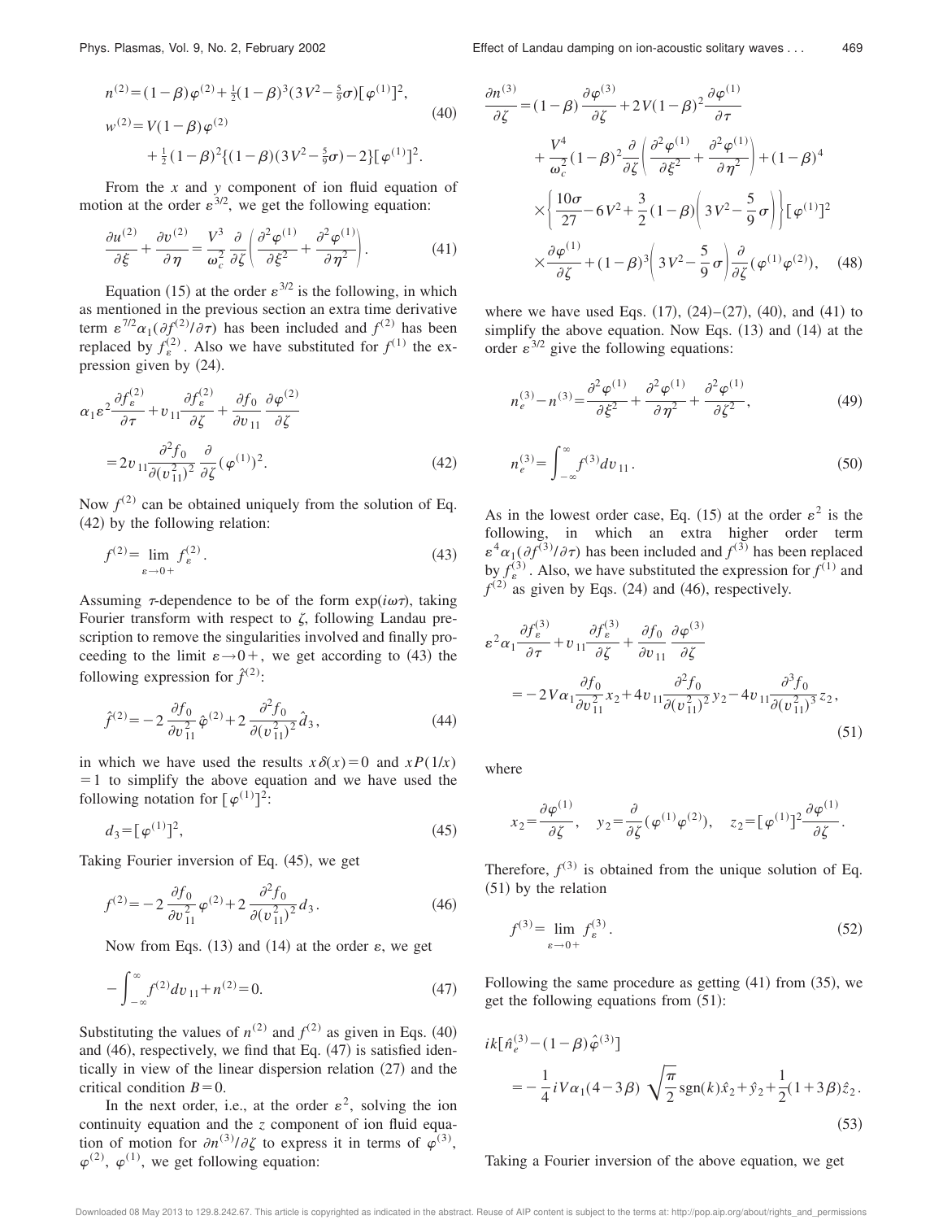$$n^{(2)} = (1-\beta)\varphi^{(2)} + \tfrac{1}{2}(1-\beta)^3(3V^2 - \tfrac{5}{9}\sigma)[\varphi^{(1)}]^2,$$

$$w^{(2)} = V(1-\beta)\varphi^{(2)} + \tfrac{1}{2}(1-\beta)^2\{(1-\beta)(3V^2 - \tfrac{5}{9}\sigma) - 2\}[\varphi^{(1)}]^2. \tag{40}$$

From the $x$ and $y$ component of ion fluid equation of motion at the order $\varepsilon^{3/2}$, we get the following equation:

$$\frac{\partial u^{(2)}}{\partial \xi} + \frac{\partial v^{(2)}}{\partial \eta} = \frac{V^3}{\omega_c^2}\frac{\partial}{\partial \zeta}\left(\frac{\partial^2 \varphi^{(1)}}{\partial \xi^2} + \frac{\partial^2 \varphi^{(1)}}{\partial \eta^2}\right). \tag{41}$$

Equation (15) at the order $\varepsilon^{3/2}$ is the following, in which as mentioned in the previous section an extra time derivative term $\varepsilon^{7/2}\alpha_1(\partial f^{(2)}/\partial \tau)$ has been included and $f^{(2)}$ has been replaced by $f_\varepsilon^{(2)}$. Also we have substituted for $f^{(1)}$ the expression given by (24).

$$\alpha_1 \varepsilon^2 \frac{\partial f_\varepsilon^{(2)}}{\partial \tau} + v_{11}\frac{\partial f_\varepsilon^{(2)}}{\partial \zeta} + \frac{\partial f_0}{\partial v_{11}}\frac{\partial \varphi^{(2)}}{\partial \zeta} = 2v_{11}\frac{\partial^2 f_0}{\partial (v_{11}^2)^2}\frac{\partial}{\partial \zeta}(\varphi^{(1)})^2. \tag{42}$$

Now $f^{(2)}$ can be obtained uniquely from the solution of Eq. (42) by the following relation:

$$f^{(2)} = \lim_{\varepsilon \to 0+} f_\varepsilon^{(2)}. \tag{43}$$

Assuming $\tau$-dependence to be of the form $\exp(i\omega\tau)$, taking Fourier transform with respect to $\zeta$, following Landau prescription to remove the singularities involved and finally proceeding to the limit $\varepsilon \to 0+$, we get according to (43) the following expression for $\hat{f}^{(2)}$:

$$\hat{f}^{(2)} = -2\frac{\partial f_0}{\partial v_{11}^2}\hat{\varphi}^{(2)} + 2\frac{\partial^2 f_0}{\partial (v_{11}^2)^2}\hat{d}_3, \tag{44}$$

in which we have used the results $x\delta(x) = 0$ and $xP(1/x) = 1$ to simplify the above equation and we have used the following notation for $[\varphi^{(1)}]^2$:

$$d_3 = [\varphi^{(1)}]^2, \tag{45}$$

Taking Fourier inversion of Eq. (45), we get

$$f^{(2)} = -2\frac{\partial f_0}{\partial v_{11}^2}\varphi^{(2)} + 2\frac{\partial^2 f_0}{\partial (v_{11}^2)^2}d_3. \tag{46}$$

Now from Eqs. (13) and (14) at the order $\varepsilon$, we get

$$-\int_{-\infty}^{\infty} f^{(2)} dv_{11} + n^{(2)} = 0. \tag{47}$$

Substituting the values of $n^{(2)}$ and $f^{(2)}$ as given in Eqs. (40) and (46), respectively, we find that Eq. (47) is satisfied identically in view of the linear dispersion relation (27) and the critical condition $B=0$.

In the next order, i.e., at the order $\varepsilon^2$, solving the ion continuity equation and the $z$ component of ion fluid equation of motion for $\partial n^{(3)}/\partial \zeta$ to express it in terms of $\varphi^{(3)}$, $\varphi^{(2)}$, $\varphi^{(1)}$, we get following equation:

$$\begin{aligned}\frac{\partial n^{(3)}}{\partial \zeta} &= (1-\beta)\frac{\partial \varphi^{(3)}}{\partial \zeta} + 2V(1-\beta)^2\frac{\partial \varphi^{(1)}}{\partial \tau} \\ &\quad + \frac{V^4}{\omega_c^2}(1-\beta)^2\frac{\partial}{\partial \zeta}\left(\frac{\partial^2 \varphi^{(1)}}{\partial \xi^2} + \frac{\partial^2 \varphi^{(1)}}{\partial \eta^2}\right) + (1-\beta)^4 \\ &\quad \times \left\{\frac{10\sigma}{27} - 6V^2 + \frac{3}{2}(1-\beta)\left(3V^2 - \frac{5}{9}\sigma\right)\right\}[\varphi^{(1)}]^2 \\ &\quad \times \frac{\partial \varphi^{(1)}}{\partial \zeta} + (1-\beta)^3\left(3V^2 - \frac{5}{9}\sigma\right)\frac{\partial}{\partial \zeta}(\varphi^{(1)}\varphi^{(2)}),\end{aligned} \tag{48}$$

where we have used Eqs. (17), (24)–(27), (40), and (41) to simplify the above equation. Now Eqs. (13) and (14) at the order $\varepsilon^{3/2}$ give the following equations:

$$n_e^{(3)} - n^{(3)} = \frac{\partial^2 \varphi^{(1)}}{\partial \xi^2} + \frac{\partial^2 \varphi^{(1)}}{\partial \eta^2} + \frac{\partial^2 \varphi^{(1)}}{\partial \zeta^2}, \tag{49}$$

$$n_e^{(3)} = \int_{-\infty}^{\infty} f^{(3)} dv_{11}. \tag{50}$$

As in the lowest order case, Eq. (15) at the order $\varepsilon^2$ is the following, in which an extra higher order term $\varepsilon^4\alpha_1(\partial f^{(3)}/\partial \tau)$ has been included and $f^{(3)}$ has been replaced by $f_\varepsilon^{(3)}$. Also, we have substituted the expression for $f^{(1)}$ and $f^{(2)}$ as given by Eqs. (24) and (46), respectively.

$$\varepsilon^2\alpha_1\frac{\partial f_\varepsilon^{(3)}}{\partial \tau} + v_{11}\frac{\partial f_\varepsilon^{(3)}}{\partial \zeta} + \frac{\partial f_0}{\partial v_{11}}\frac{\partial \varphi^{(3)}}{\partial \zeta} = -2V\alpha_1\frac{\partial f_0}{\partial v_{11}^2}x_2 + 4v_{11}\frac{\partial^2 f_0}{\partial (v_{11}^2)^2}y_2 - 4v_{11}\frac{\partial^3 f_0}{\partial (v_{11}^2)^3}z_2, \tag{51}$$

where

$$x_2 = \frac{\partial \varphi^{(1)}}{\partial \zeta}, \quad y_2 = \frac{\partial}{\partial \zeta}(\varphi^{(1)}\varphi^{(2)}), \quad z_2 = [\varphi^{(1)}]^2\frac{\partial \varphi^{(1)}}{\partial \zeta}.$$

Therefore, $f^{(3)}$ is obtained from the unique solution of Eq. (51) by the relation

$$f^{(3)} = \lim_{\varepsilon \to 0+} f_\varepsilon^{(3)}. \tag{52}$$

Following the same procedure as getting (41) from (35), we get the following equations from (51):

$$ik[\hat{n}_e^{(3)} - (1-\beta)\hat{\varphi}^{(3)}] = -\frac{1}{4}iV\alpha_1(4-3\beta)\sqrt{\frac{\pi}{2}}\,\mathrm{sgn}(k)\hat{x}_2 + \hat{y}_2 + \frac{1}{2}(1+3\beta)\hat{z}_2. \tag{53}$$

Taking a Fourier inversion of the above equation, we get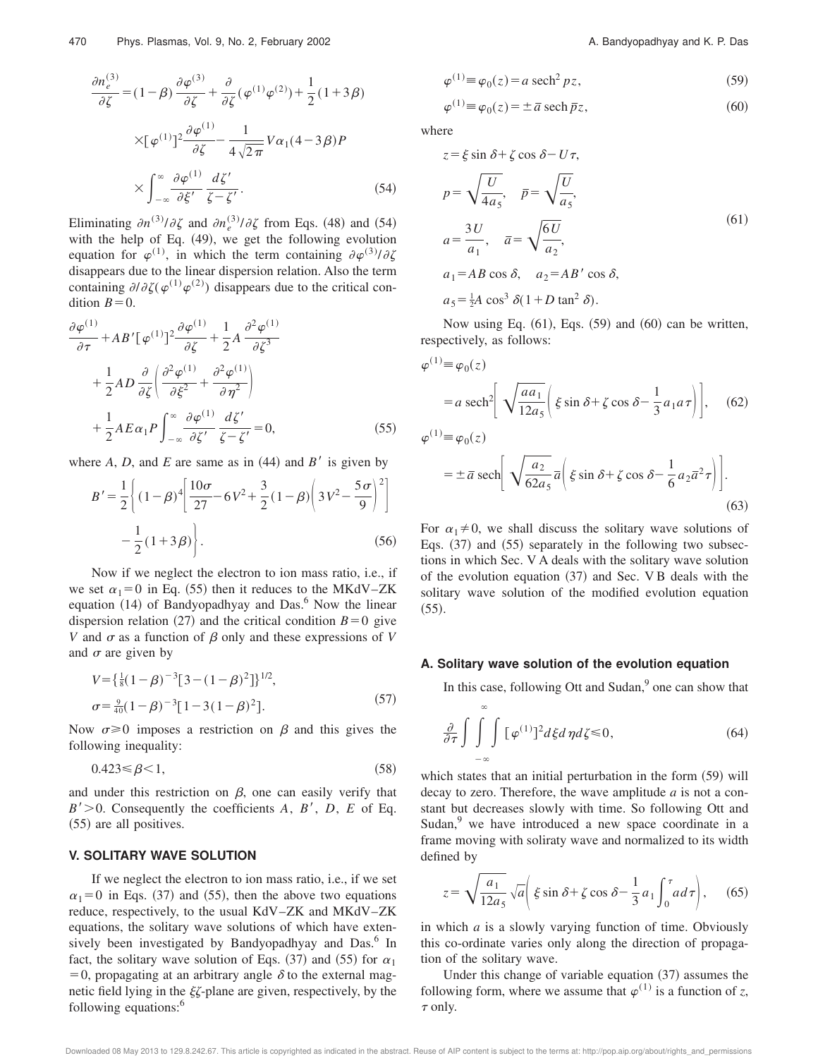$$\frac{\partial n_e^{(3)}}{\partial \zeta} = (1-\beta)\frac{\partial \varphi^{(3)}}{\partial \zeta} + \frac{\partial}{\partial \zeta}(\varphi^{(1)}\varphi^{(2)}) + \frac{1}{2}(1+3\beta) \times [\varphi^{(1)}]^2 \frac{\partial \varphi^{(1)}}{\partial \zeta} - \frac{1}{4\sqrt{2\pi}} V\alpha_1(4-3\beta)P \times \int_{-\infty}^{\infty} \frac{\partial \varphi^{(1)}}{\partial \xi'} \frac{d\zeta'}{\zeta - \zeta'}. \tag{54}$$

Eliminating $\partial n^{(3)}/\partial \zeta$ and $\partial n_e^{(3)}/\partial \zeta$ from Eqs. (48) and (54) with the help of Eq. (49), we get the following evolution equation for $\varphi^{(1)}$, in which the term containing $\partial \varphi^{(3)}/\partial \zeta$ disappears due to the linear dispersion relation. Also the term containing $\partial/\partial \zeta(\varphi^{(1)}\varphi^{(2)})$ disappears due to the critical condition $B=0$.

$$\frac{\partial \varphi^{(1)}}{\partial \tau} + AB'[\varphi^{(1)}]^2 \frac{\partial \varphi^{(1)}}{\partial \zeta} + \frac{1}{2}A\frac{\partial^3 \varphi^{(1)}}{\partial \zeta^3} + \frac{1}{2}AD\frac{\partial}{\partial \zeta}\left(\frac{\partial^2 \varphi^{(1)}}{\partial \xi^2} + \frac{\partial^2 \varphi^{(1)}}{\partial \eta^2}\right) + \frac{1}{2}AE\alpha_1 P\int_{-\infty}^{\infty} \frac{\partial \varphi^{(1)}}{\partial \zeta'} \frac{d\zeta'}{\zeta - \zeta'} = 0, \tag{55}$$

where $A$, $D$, and $E$ are same as in (44) and $B'$ is given by

$$B' = \frac{1}{2}\left\{(1-\beta)^4\left[\frac{10\sigma}{27} - 6V^2 + \frac{3}{2}(1-\beta)\left(3V^2 - \frac{5\sigma}{9}\right)^2\right] - \frac{1}{2}(1+3\beta)\right\}. \tag{56}$$

Now if we neglect the electron to ion mass ratio, i.e., if we set $\alpha_1 = 0$ in Eq. (55) then it reduces to the MKdV–ZK equation (14) of Bandyopadhyay and Das.[6] Now the linear dispersion relation (27) and the critical condition $B=0$ give $V$ and $\sigma$ as a function of $\beta$ only and these expressions of $V$ and $\sigma$ are given by

$$V = \left\{\tfrac{1}{8}(1-\beta)^{-3}[3-(1-\beta)^2]\right\}^{1/2},$$
$$\sigma = \tfrac{9}{40}(1-\beta)^{-3}[1-3(1-\beta)^2]. \tag{57}$$

Now $\sigma \geqslant 0$ imposes a restriction on $\beta$ and this gives the following inequality:

$$0.423 \leqslant \beta < 1, \tag{58}$$

and under this restriction on $\beta$, one can easily verify that $B' > 0$. Consequently the coefficients $A$, $B'$, $D$, $E$ of Eq. (55) are all positives.

## V. SOLITARY WAVE SOLUTION

If we neglect the electron to ion mass ratio, i.e., if we set $\alpha_1 = 0$ in Eqs. (37) and (55), then the above two equations reduce, respectively, to the usual KdV–ZK and MKdV–ZK equations, the solitary wave solutions of which have extensively been investigated by Bandyopadhyay and Das.[6] In fact, the solitary wave solution of Eqs. (37) and (55) for $\alpha_1 = 0$, propagating at an arbitrary angle $\delta$ to the external magnetic field lying in the $\xi\zeta$-plane are given, respectively, by the following equations:[6]

$$\varphi^{(1)} \equiv \varphi_0(z) = a\,\mathrm{sech}^2\, pz, \tag{59}$$

$$\varphi^{(1)} \equiv \varphi_0(z) = \pm \bar{a}\,\mathrm{sech}\,\bar{p}z, \tag{60}$$

where

$$z = \xi \sin \delta + \zeta \cos \delta - U\tau,$$
$$p = \sqrt{\frac{U}{4a_5}}, \quad \bar{p} = \sqrt{\frac{U}{a_5}},$$
$$a = \frac{3U}{a_1}, \quad \bar{a} = \sqrt{\frac{6U}{a_2}}, \tag{61}$$
$$a_1 = AB\cos\delta, \quad a_2 = AB'\cos\delta,$$
$$a_5 = \tfrac{1}{2}A\cos^3\delta(1+D\tan^2\delta).$$

Now using Eq. (61), Eqs. (59) and (60) can be written, respectively, as follows:

$$\varphi^{(1)} \equiv \varphi_0(z) = a\,\mathrm{sech}^2\left[\sqrt{\frac{aa_1}{12a_5}}\left(\xi\sin\delta + \zeta\cos\delta - \frac{1}{3}a_1 a\tau\right)\right], \tag{62}$$

$$\varphi^{(1)} \equiv \varphi_0(z) = \pm\bar{a}\,\mathrm{sech}\left[\sqrt{\frac{a_2}{62a_5}}\,\bar{a}\left(\xi\sin\delta + \zeta\cos\delta - \frac{1}{6}a_2\bar{a}^2\tau\right)\right]. \tag{63}$$

For $\alpha_1 \neq 0$, we shall discuss the solitary wave solutions of Eqs. (37) and (55) separately in the following two subsections in which Sec. V A deals with the solitary wave solution of the evolution equation (37) and Sec. V B deals with the solitary wave solution of the modified evolution equation (55).

### A. Solitary wave solution of the evolution equation

In this case, following Ott and Sudan,[9] one can show that

$$\frac{\partial}{\partial \tau}\int\int\int_{-\infty}^{\infty} [\varphi^{(1)}]^2 d\xi\, d\eta\, d\zeta \leqslant 0, \tag{64}$$

which states that an initial perturbation in the form (59) will decay to zero. Therefore, the wave amplitude $a$ is not a constant but decreases slowly with time. So following Ott and Sudan,[9] we have introduced a new space coordinate in a frame moving with soliraty wave and normalized to its width defined by

$$z = \sqrt{\frac{a_1}{12a_5}}\sqrt{a}\left(\xi\sin\delta + \zeta\cos\delta - \frac{1}{3}a_1\int_0^\tau a\, d\tau\right), \tag{65}$$

in which $a$ is a slowly varying function of time. Obviously this co-ordinate varies only along the direction of propagation of the solitary wave.

Under this change of variable equation (37) assumes the following form, where we assume that $\varphi^{(1)}$ is a function of $z$, $\tau$ only.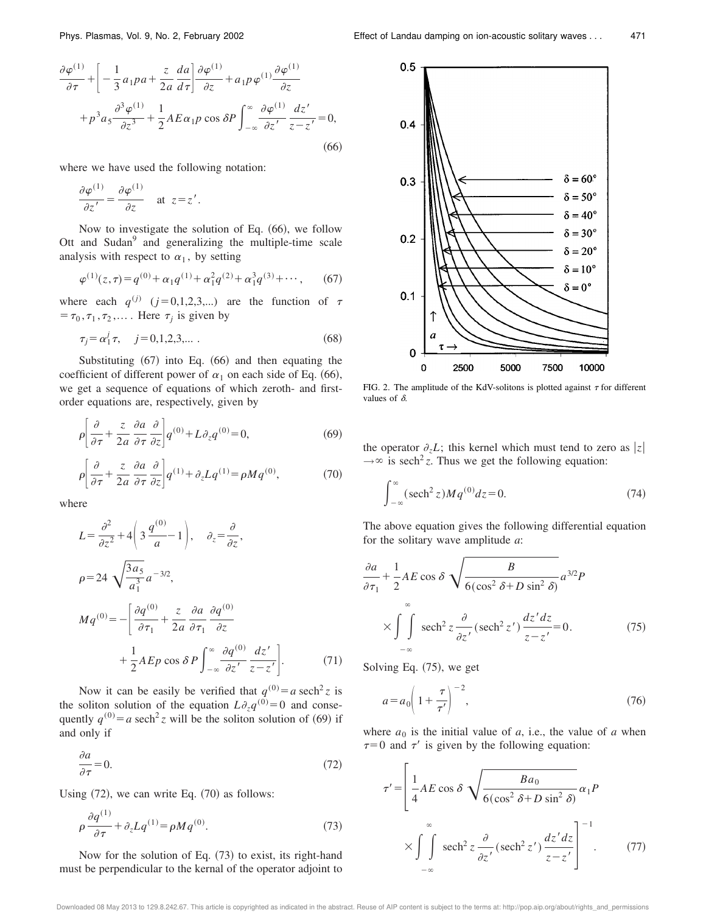$$\frac{\partial \varphi^{(1)}}{\partial \tau} + \left[-\frac{1}{3}a_1 p a + \frac{z}{2a}\frac{da}{d\tau}\right]\frac{\partial \varphi^{(1)}}{\partial z} + a_1 p \varphi^{(1)} \frac{\partial \varphi^{(1)}}{\partial z} + p^3 a_5 \frac{\partial^3 \varphi^{(1)}}{\partial z^3} + \frac{1}{2} A E \alpha_1 p \cos \delta P \int_{-\infty}^{\infty} \frac{\partial \varphi^{(1)}}{\partial z'} \frac{dz'}{z-z'} = 0, \tag{66}$$

where we have used the following notation:

$$\frac{\partial \varphi^{(1)}}{\partial z'} = \frac{\partial \varphi^{(1)}}{\partial z} \quad \text{at } z = z'.$$

Now to investigate the solution of Eq. (66), we follow Ott and Sudan[9] and generalizing the multiple-time scale analysis with respect to $\alpha_1$, by setting

$$\varphi^{(1)}(z,\tau) = q^{(0)} + \alpha_1 q^{(1)} + \alpha_1^2 q^{(2)} + \alpha_1^3 q^{(3)} + \cdots, \tag{67}$$

where each $q^{(j)}$ $(j=0,1,2,3,...)$ are the function of $\tau = \tau_0, \tau_1, \tau_2, \ldots$. Here $\tau_j$ is given by

$$\tau_j = \alpha_1^j \tau, \quad j = 0,1,2,3,... . \tag{68}$$

Substituting (67) into Eq. (66) and then equating the coefficient of different power of $\alpha_1$ on each side of Eq. (66), we get a sequence of equations of which zeroth- and first-order equations are, respectively, given by

$$\rho\left[\frac{\partial}{\partial \tau} + \frac{z}{2a}\frac{\partial a}{\partial \tau}\frac{\partial}{\partial z}\right] q^{(0)} + L \partial_z q^{(0)} = 0, \tag{69}$$

$$\rho\left[\frac{\partial}{\partial \tau} + \frac{z}{2a}\frac{\partial a}{\partial \tau}\frac{\partial}{\partial z}\right] q^{(1)} + \partial_z L q^{(1)} = \rho M q^{(0)}, \tag{70}$$

where

$$L = \frac{\partial^2}{\partial z^2} + 4\left(3\frac{q^{(0)}}{a} - 1\right), \quad \partial_z = \frac{\partial}{\partial z},$$

$$\rho = 24\sqrt{\frac{3a_5}{a_1^3}}\, a^{-3/2},$$

$$M q^{(0)} = -\left[\frac{\partial q^{(0)}}{\partial \tau_1} + \frac{z}{2a}\frac{\partial a}{\partial \tau_1}\frac{\partial q^{(0)}}{\partial z} + \frac{1}{2} A E p \cos \delta\, P \int_{-\infty}^{\infty} \frac{\partial q^{(0)}}{\partial z'} \frac{dz'}{z-z'}\right]. \tag{71}$$

Now it can be easily be verified that $q^{(0)} = a\,\text{sech}^2 z$ is the soliton solution of the equation $L\partial_z q^{(0)} = 0$ and consequently $q^{(0)} = a\,\text{sech}^2 z$ will be the soliton solution of (69) if and only if

$$\frac{\partial a}{\partial \tau} = 0. \tag{72}$$

Using (72), we can write Eq. (70) as follows:

$$\rho \frac{\partial q^{(1)}}{\partial \tau} + \partial_z L q^{(1)} = \rho M q^{(0)}. \tag{73}$$

Now for the solution of Eq. (73) to exist, its right-hand must be perpendicular to the kernal of the operator adjoint to the operator $\partial_z L$; this kernel which must tend to zero as $|z| \to \infty$ is $\text{sech}^2 z$. Thus we get the following equation:

$$\int_{-\infty}^{\infty} (\text{sech}^2 z) M q^{(0)} dz = 0. \tag{74}$$

The above equation gives the following differential equation for the solitary wave amplitude $a$:

$$\frac{\partial a}{\partial \tau_1} + \frac{1}{2} A E \cos \delta \sqrt{\frac{B}{6(\cos^2 \delta + D \sin^2 \delta)}}\, a^{3/2} P \times \int\!\!\int_{-\infty}^{\infty} \text{sech}^2 z \frac{\partial}{\partial z'}(\text{sech}^2 z') \frac{dz' dz}{z-z'} = 0. \tag{75}$$

Solving Eq. (75), we get

$$a = a_0\left(1 + \frac{\tau}{\tau'}\right)^{-2}, \tag{76}$$

where $a_0$ is the initial value of $a$, i.e., the value of $a$ when $\tau = 0$ and $\tau'$ is given by the following equation:

$$\tau' = \left[\frac{1}{4} A E \cos \delta \sqrt{\frac{B a_0}{6(\cos^2 \delta + D \sin^2 \delta)}}\, \alpha_1 P \times \int\!\!\int_{-\infty}^{\infty} \text{sech}^2 z \frac{\partial}{\partial z'}(\text{sech}^2 z') \frac{dz' dz}{z-z'}\right]^{-1}. \tag{77}$$

FIG. 2. The amplitude of the KdV-solitons is plotted against $\tau$ for different values of $\delta$.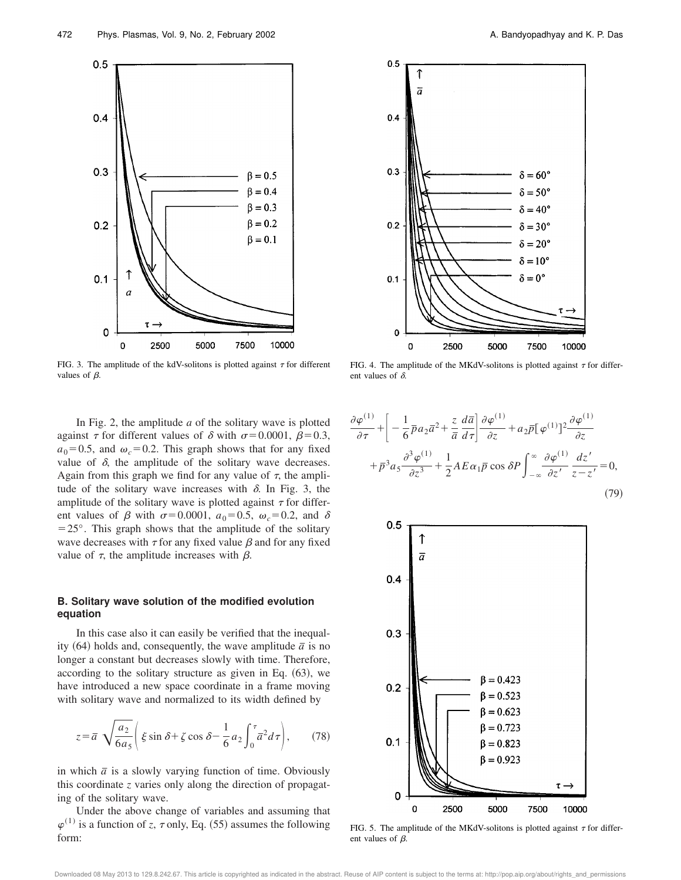FIG. 3. The amplitude of the kdV-solitons is plotted against $\tau$ for different values of $\beta$.

FIG. 4. The amplitude of the MKdV-solitons is plotted against $\tau$ for different values of $\delta$.

In Fig. 2, the amplitude $a$ of the solitary wave is plotted against $\tau$ for different values of $\delta$ with $\sigma=0.0001$, $\beta=0.3$, $a_0=0.5$, and $\omega_c=0.2$. This graph shows that for any fixed value of $\delta$, the amplitude of the solitary wave decreases. Again from this graph we find for any value of $\tau$, the amplitude of the solitary wave increases with $\delta$. In Fig. 3, the amplitude of the solitary wave is plotted against $\tau$ for different values of $\beta$ with $\sigma=0.0001$, $a_0=0.5$, $\omega_c=0.2$, and $\delta=25°$. This graph shows that the amplitude of the solitary wave decreases with $\tau$ for any fixed value $\beta$ and for any fixed value of $\tau$, the amplitude increases with $\beta$.

### B. Solitary wave solution of the modified evolution equation

In this case also it can easily be verified that the inequality (64) holds and, consequently, the wave amplitude $\bar{a}$ is no longer a constant but decreases slowly with time. Therefore, according to the solitary structure as given in Eq. (63), we have introduced a new space coordinate in a frame moving with solitary wave and normalized to its width defined by

$$z=\bar{a}\sqrt{\frac{a_2}{6a_5}}\left(\xi\sin\delta+\zeta\cos\delta-\frac{1}{6}a_2\int_0^{\tau}\bar{a}^2 d\tau\right), \tag{78}$$

in which $\bar{a}$ is a slowly varying function of time. Obviously this coordinate $z$ varies only along the direction of propagating of the solitary wave.

Under the above change of variables and assuming that $\varphi^{(1)}$ is a function of $z$, $\tau$ only, Eq. (55) assumes the following form:

$$\frac{\partial\varphi^{(1)}}{\partial\tau}+\left[-\frac{1}{6}\bar{p}a_2\bar{a}^2+\frac{z}{\bar{a}}\frac{d\bar{a}}{d\tau}\right]\frac{\partial\varphi^{(1)}}{\partial z}+a_2\bar{p}[\varphi^{(1)}]^2\frac{\partial\varphi^{(1)}}{\partial z}+\bar{p}^3a_5\frac{\partial^3\varphi^{(1)}}{\partial z^3}+\frac{1}{2}AE\alpha_1\bar{p}\cos\delta P\int_{-\infty}^{\infty}\frac{\partial\varphi^{(1)}}{\partial z'}\frac{dz'}{z-z'}=0, \tag{79}$$

FIG. 5. The amplitude of the MKdV-solitons is plotted against $\tau$ for different values of $\beta$.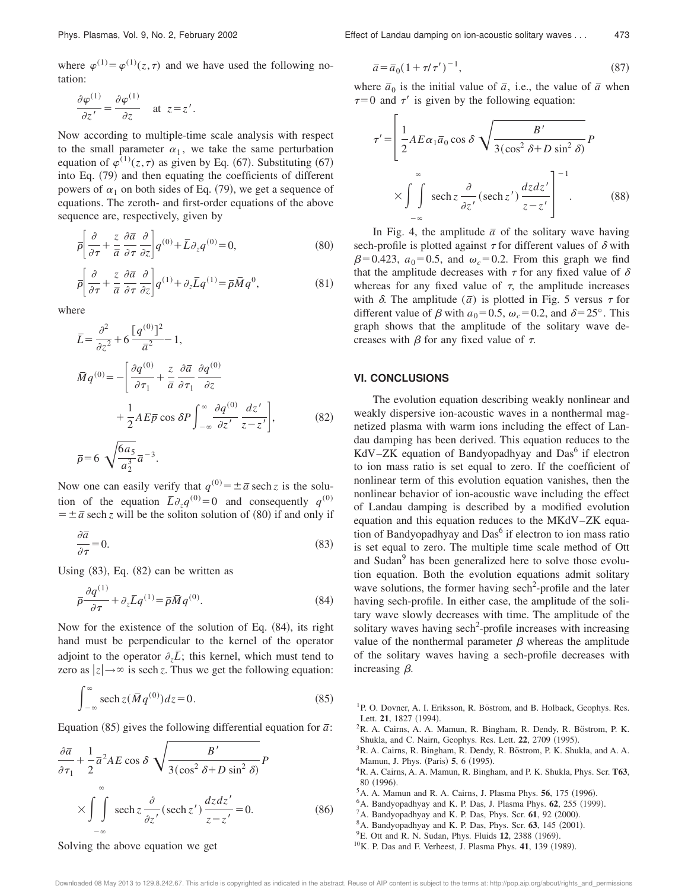where $\varphi^{(1)}=\varphi^{(1)}(z,\tau)$ and we have used the following notation:

$$\frac{\partial \varphi^{(1)}}{\partial z'}=\frac{\partial \varphi^{(1)}}{\partial z} \quad \text{at } z=z'.$$

Now according to multiple-time scale analysis with respect to the small parameter $\alpha_1$, we take the same perturbation equation of $\varphi^{(1)}(z,\tau)$ as given by Eq. (67). Substituting (67) into Eq. (79) and then equating the coefficients of different powers of $\alpha_1$ on both sides of Eq. (79), we get a sequence of equations. The zeroth- and first-order equations of the above sequence are, respectively, given by

$$\bar{\rho}\left[\frac{\partial}{\partial \tau}+\frac{z}{\bar{a}}\frac{\partial \bar{a}}{\partial \tau}\frac{\partial}{\partial z}\right]q^{(0)}+\bar{L}\partial_z q^{(0)}=0, \tag{80}$$

$$\bar{\rho}\left[\frac{\partial}{\partial \tau}+\frac{z}{\bar{a}}\frac{\partial \bar{a}}{\partial \tau}\frac{\partial}{\partial z}\right]q^{(1)}+\partial_z \bar{L}q^{(1)}=\bar{\rho}\bar{M}q^{0}, \tag{81}$$

where

$$\bar{L}=\frac{\partial^2}{\partial z^2}+6\frac{[q^{(0)}]^2}{\bar{a}^2}-1,$$

$$\bar{M}q^{(0)}=-\left[\frac{\partial q^{(0)}}{\partial \tau_1}+\frac{z}{\bar{a}}\frac{\partial \bar{a}}{\partial \tau_1}\frac{\partial q^{(0)}}{\partial z}+\frac{1}{2}AE\bar{p}\cos\delta P\int_{-\infty}^{\infty}\frac{\partial q^{(0)}}{\partial z'}\frac{dz'}{z-z'}\right], \tag{82}$$

$$\bar{\rho}=6\sqrt{\frac{6a_5}{a_2^3}}\,\bar{a}^{-3}.$$

Now one can easily verify that $q^{(0)}=\pm\bar{a}\operatorname{sech} z$ is the solution of the equation $\bar{L}\partial_z q^{(0)}=0$ and consequently $q^{(0)}=\pm\bar{a}\operatorname{sech} z$ will be the soliton solution of (80) if and only if

$$\frac{\partial \bar{a}}{\partial \tau}=0. \tag{83}$$

Using (83), Eq. (82) can be written as

$$\bar{\rho}\frac{\partial q^{(1)}}{\partial \tau}+\partial_z \bar{L}q^{(1)}=\bar{\rho}\bar{M}q^{(0)}. \tag{84}$$

Now for the existence of the solution of Eq. (84), its right hand must be perpendicular to the kernel of the operator adjoint to the operator $\partial_z \bar{L}$; this kernel, which must tend to zero as $|z|\rightarrow\infty$ is $\operatorname{sech} z$. Thus we get the following equation:

$$\int_{-\infty}^{\infty}\operatorname{sech} z(\bar{M}q^{(0)})dz=0. \tag{85}$$

Equation (85) gives the following differential equation for $\bar{a}$:

$$\frac{\partial \bar{a}}{\partial \tau_1}+\frac{1}{2}\bar{a}^2 AE\cos\delta\sqrt{\frac{B'}{3(\cos^2\delta+D\sin^2\delta)}}P\times\int\int_{-\infty}^{\infty}\operatorname{sech} z\frac{\partial}{\partial z'}(\operatorname{sech} z')\frac{dz\,dz'}{z-z'}=0. \tag{86}$$

Solving the above equation we get

$$\bar{a}=\bar{a}_0(1+\tau/\tau')^{-1}, \tag{87}$$

where $\bar{a}_0$ is the initial value of $\bar{a}$, i.e., the value of $\bar{a}$ when $\tau=0$ and $\tau'$ is given by the following equation:

$$\tau'=\left[\frac{1}{2}AE\alpha_1\bar{a}_0\cos\delta\sqrt{\frac{B'}{3(\cos^2\delta+D\sin^2\delta)}}P\times\int\int_{-\infty}^{\infty}\operatorname{sech} z\frac{\partial}{\partial z'}(\operatorname{sech} z')\frac{dz\,dz'}{z-z'}\right]^{-1}. \tag{88}$$

In Fig. 4, the amplitude $\bar{a}$ of the solitary wave having sech-profile is plotted against $\tau$ for different values of $\delta$ with $\beta=0.423$, $a_0=0.5$, and $\omega_c=0.2$. From this graph we find that the amplitude decreases with $\tau$ for any fixed value of $\delta$ whereas for any fixed value of $\tau$, the amplitude increases with $\delta$. The amplitude ($\bar{a}$) is plotted in Fig. 5 versus $\tau$ for different value of $\beta$ with $a_0=0.5$, $\omega_c=0.2$, and $\delta=25°$. This graph shows that the amplitude of the solitary wave decreases with $\beta$ for any fixed value of $\tau$.

## VI. CONCLUSIONS

The evolution equation describing weakly nonlinear and weakly dispersive ion-acoustic waves in a nonthermal magnetized plasma with warm ions including the effect of Landau damping has been derived. This equation reduces to the KdV–ZK equation of Bandyopadhyay and Das[6] if electron to ion mass ratio is set equal to zero. If the coefficient of nonlinear term of this evolution equation vanishes, then the nonlinear behavior of ion-acoustic wave including the effect of Landau damping is described by a modified evolution equation and this equation reduces to the MKdV–ZK equation of Bandyopadhyay and Das[6] if electron to ion mass ratio is set equal to zero. The multiple time scale method of Ott and Sudan[9] has been generalized here to solve those evolution equation. Both the evolution equations admit solitary wave solutions, the former having sech$^2$-profile and the later having sech-profile. In either case, the amplitude of the solitary wave slowly decreases with time. The amplitude of the solitary waves having sech$^2$-profile increases with increasing value of the nonthermal parameter $\beta$ whereas the amplitude of the solitary waves having a sech-profile decreases with increasing $\beta$.

[1] P. O. Dovner, A. I. Eriksson, R. Böstrom, and B. Holback, Geophys. Res. Lett. **21**, 1827 (1994).
[2] R. A. Cairns, A. A. Mamun, R. Bingham, R. Dendy, R. Böstrom, P. K. Shukla, and C. Nairn, Geophys. Res. Lett. **22**, 2709 (1995).
[3] R. A. Cairns, R. Bingham, R. Dendy, R. Böstrom, P. K. Shukla, and A. A. Mamun, J. Phys. (Paris) **5**, 6 (1995).
[4] R. A. Cairns, A. A. Mamun, R. Bingham, and P. K. Shukla, Phys. Scr. **T63**, 80 (1996).
[5] A. A. Mamun and R. A. Cairns, J. Plasma Phys. **56**, 175 (1996).
[6] A. Bandyopadhyay and K. P. Das, J. Plasma Phys. **62**, 255 (1999).
[7] A. Bandyopadhyay and K. P. Das, Phys. Scr. **61**, 92 (2000).
[8] A. Bandyopadhyay and K. P. Das, Phys. Scr. **63**, 145 (2001).
[9] E. Ott and R. N. Sudan, Phys. Fluids **12**, 2388 (1969).
[10] K. P. Das and F. Verheest, J. Plasma Phys. **41**, 139 (1989).